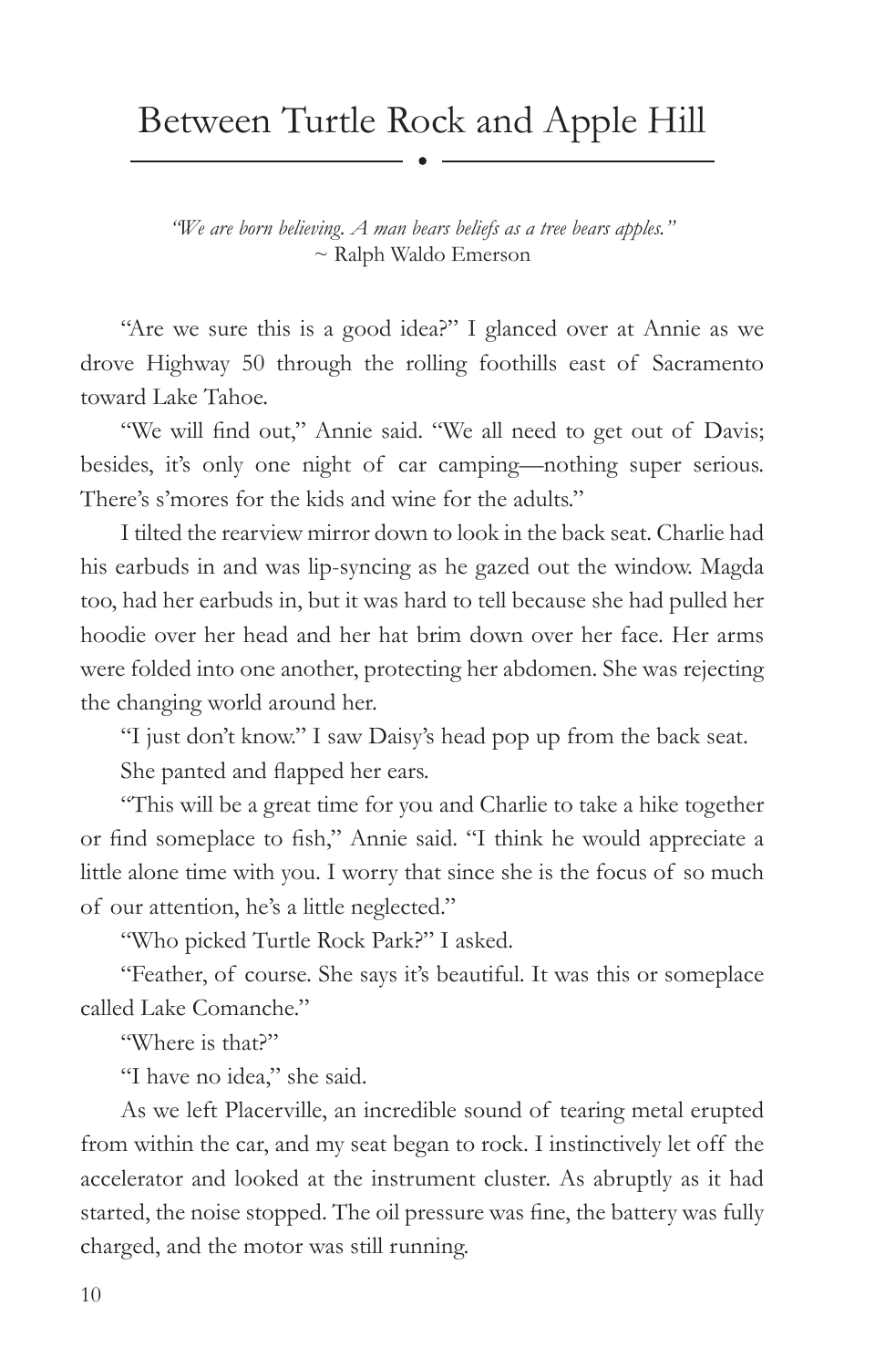# Between Turtle Rock and Apple Hill

*"We are born believing. A man bears beliefs as a tree bears apples."*
~ Ralph Waldo Emerson

"Are we sure this is a good idea?" I glanced over at Annie as we drove Highway 50 through the rolling foothills east of Sacramento toward Lake Tahoe.

"We will find out," Annie said. "We all need to get out of Davis; besides, it's only one night of car camping—nothing super serious. There's s'mores for the kids and wine for the adults."

I tilted the rearview mirror down to look in the back seat. Charlie had his earbuds in and was lip-syncing as he gazed out the window. Magda too, had her earbuds in, but it was hard to tell because she had pulled her hoodie over her head and her hat brim down over her face. Her arms were folded into one another, protecting her abdomen. She was rejecting the changing world around her.

"I just don't know." I saw Daisy's head pop up from the back seat.

She panted and flapped her ears.

"This will be a great time for you and Charlie to take a hike together or find someplace to fish," Annie said. "I think he would appreciate a little alone time with you. I worry that since she is the focus of so much of our attention, he's a little neglected."

"Who picked Turtle Rock Park?" I asked.

"Feather, of course. She says it's beautiful. It was this or someplace called Lake Comanche."

"Where is that?"

"I have no idea," she said.

As we left Placerville, an incredible sound of tearing metal erupted from within the car, and my seat began to rock. I instinctively let off the accelerator and looked at the instrument cluster. As abruptly as it had started, the noise stopped. The oil pressure was fine, the battery was fully charged, and the motor was still running.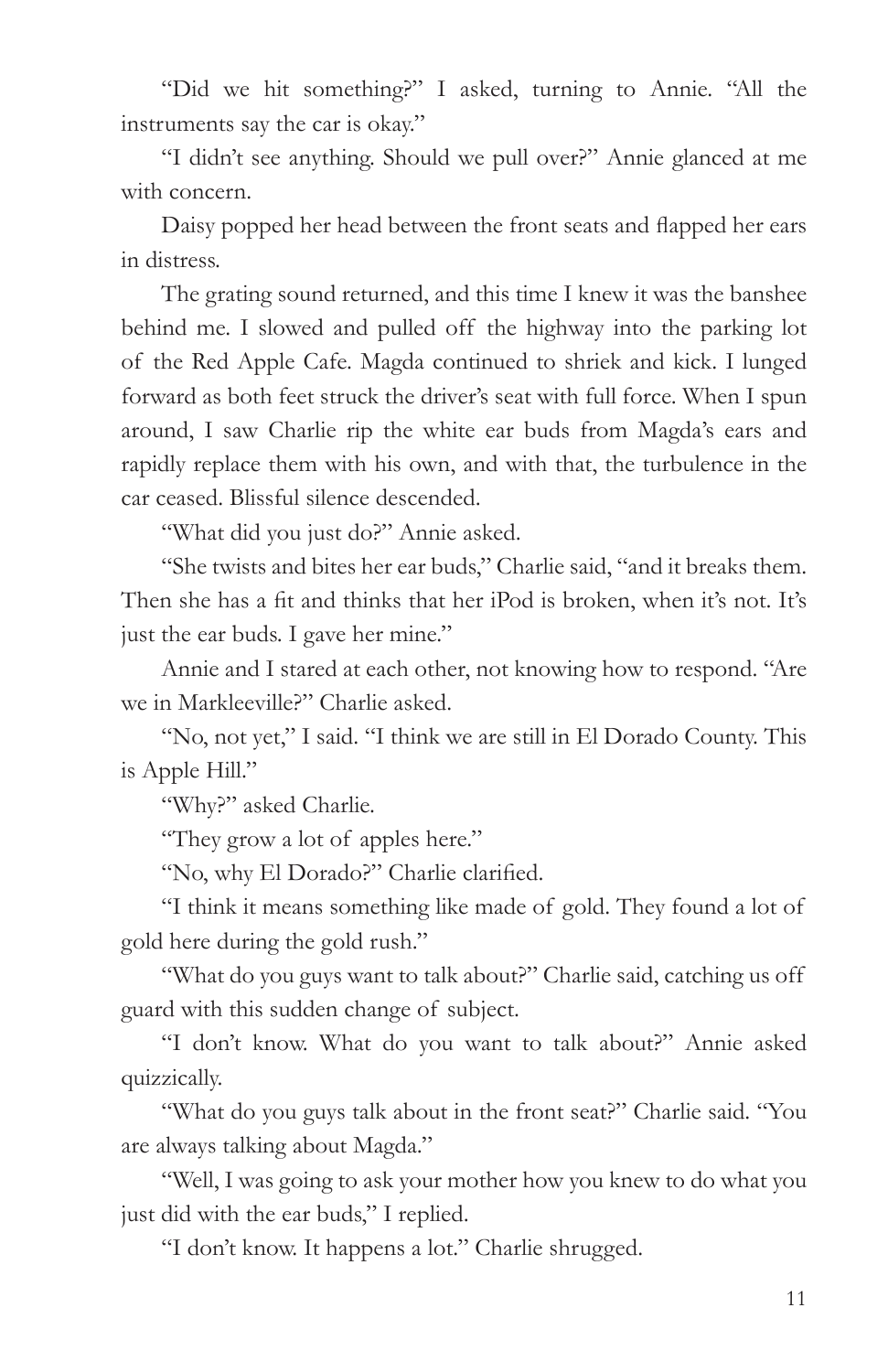"Did we hit something?" I asked, turning to Annie. "All the instruments say the car is okay."

"I didn't see anything. Should we pull over?" Annie glanced at me with concern.

Daisy popped her head between the front seats and flapped her ears in distress.

The grating sound returned, and this time I knew it was the banshee behind me. I slowed and pulled off the highway into the parking lot of the Red Apple Cafe. Magda continued to shriek and kick. I lunged forward as both feet struck the driver's seat with full force. When I spun around, I saw Charlie rip the white ear buds from Magda's ears and rapidly replace them with his own, and with that, the turbulence in the car ceased. Blissful silence descended.

"What did you just do?" Annie asked.

"She twists and bites her ear buds," Charlie said, "and it breaks them. Then she has a fit and thinks that her iPod is broken, when it's not. It's just the ear buds. I gave her mine."

Annie and I stared at each other, not knowing how to respond. "Are we in Markleeville?" Charlie asked.

"No, not yet," I said. "I think we are still in El Dorado County. This is Apple Hill."

"Why?" asked Charlie.

"They grow a lot of apples here."

"No, why El Dorado?" Charlie clarified.

"I think it means something like made of gold. They found a lot of gold here during the gold rush."

"What do you guys want to talk about?" Charlie said, catching us off guard with this sudden change of subject.

"I don't know. What do you want to talk about?" Annie asked quizzically.

"What do you guys talk about in the front seat?" Charlie said. "You are always talking about Magda."

"Well, I was going to ask your mother how you knew to do what you just did with the ear buds," I replied.

"I don't know. It happens a lot." Charlie shrugged.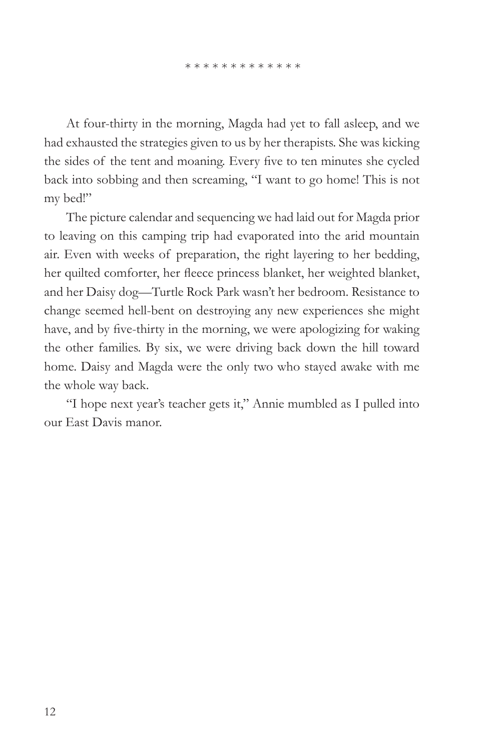\* \* \* \* \* \* \* \* \* \* \* \* \*

At four-thirty in the morning, Magda had yet to fall asleep, and we had exhausted the strategies given to us by her therapists. She was kicking the sides of the tent and moaning. Every five to ten minutes she cycled back into sobbing and then screaming, "I want to go home! This is not my bed!"

The picture calendar and sequencing we had laid out for Magda prior to leaving on this camping trip had evaporated into the arid mountain air. Even with weeks of preparation, the right layering to her bedding, her quilted comforter, her fleece princess blanket, her weighted blanket, and her Daisy dog—Turtle Rock Park wasn't her bedroom. Resistance to change seemed hell-bent on destroying any new experiences she might have, and by five-thirty in the morning, we were apologizing for waking the other families. By six, we were driving back down the hill toward home. Daisy and Magda were the only two who stayed awake with me the whole way back.

"I hope next year's teacher gets it," Annie mumbled as I pulled into our East Davis manor.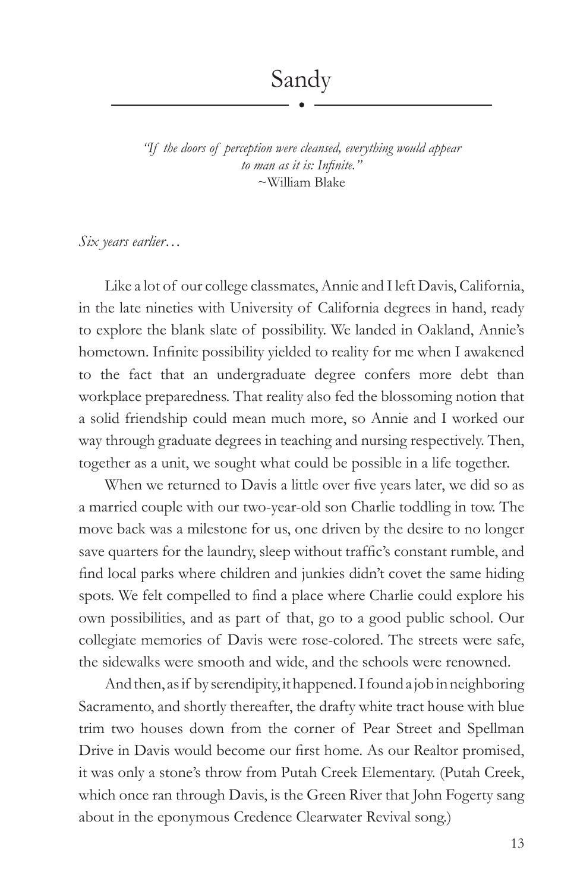# Sandy

*"If the doors of perception were cleansed, everything would appear to man as it is: Infinite."*
~William Blake

*Six years earlier…*

Like a lot of our college classmates, Annie and I left Davis, California, in the late nineties with University of California degrees in hand, ready to explore the blank slate of possibility. We landed in Oakland, Annie's hometown. Infinite possibility yielded to reality for me when I awakened to the fact that an undergraduate degree confers more debt than workplace preparedness. That reality also fed the blossoming notion that a solid friendship could mean much more, so Annie and I worked our way through graduate degrees in teaching and nursing respectively. Then, together as a unit, we sought what could be possible in a life together.

When we returned to Davis a little over five years later, we did so as a married couple with our two-year-old son Charlie toddling in tow. The move back was a milestone for us, one driven by the desire to no longer save quarters for the laundry, sleep without traffic's constant rumble, and find local parks where children and junkies didn't covet the same hiding spots. We felt compelled to find a place where Charlie could explore his own possibilities, and as part of that, go to a good public school. Our collegiate memories of Davis were rose-colored. The streets were safe, the sidewalks were smooth and wide, and the schools were renowned.

And then, as if by serendipity, it happened. I found a job in neighboring Sacramento, and shortly thereafter, the drafty white tract house with blue trim two houses down from the corner of Pear Street and Spellman Drive in Davis would become our first home. As our Realtor promised, it was only a stone's throw from Putah Creek Elementary. (Putah Creek, which once ran through Davis, is the Green River that John Fogerty sang about in the eponymous Credence Clearwater Revival song.)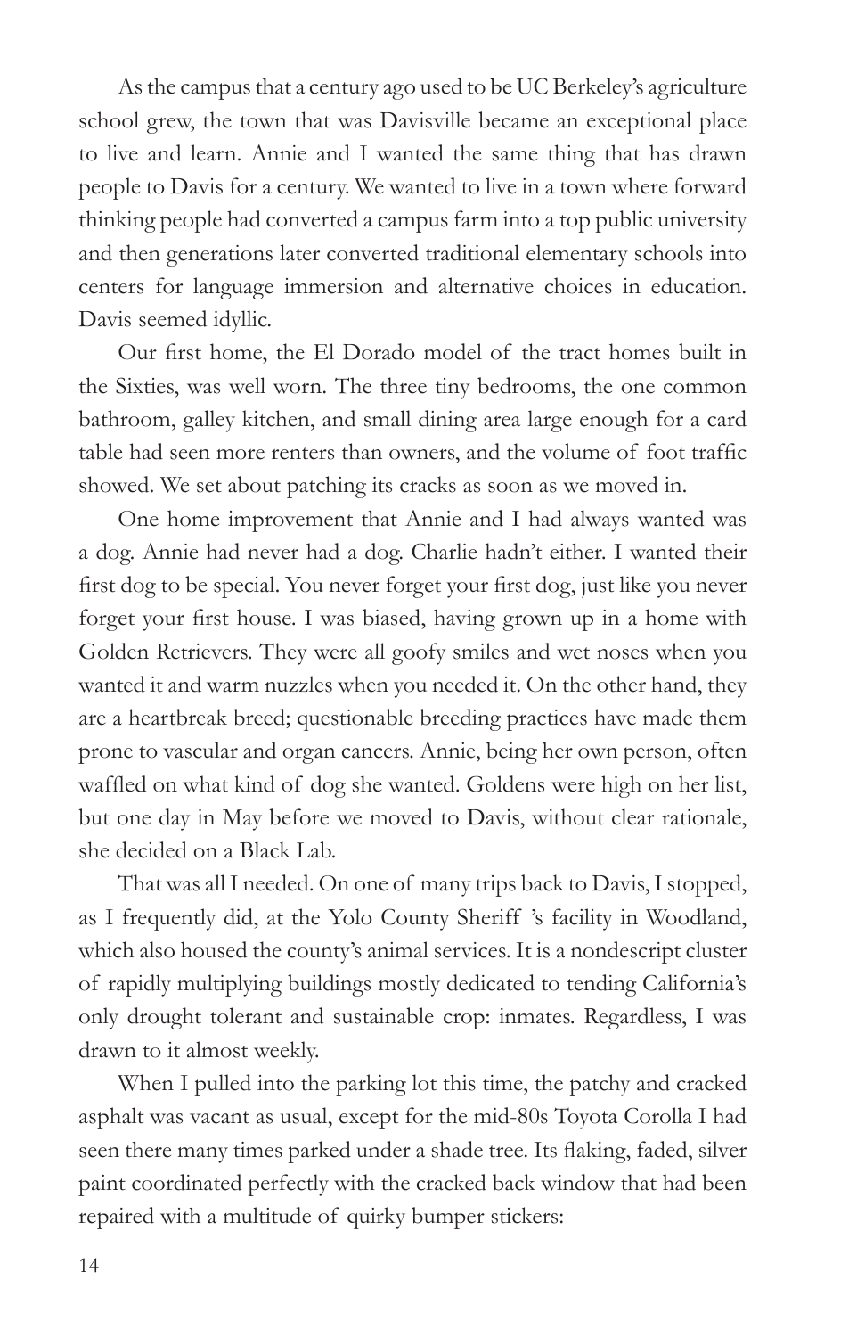As the campus that a century ago used to be UC Berkeley's agriculture school grew, the town that was Davisville became an exceptional place to live and learn. Annie and I wanted the same thing that has drawn people to Davis for a century. We wanted to live in a town where forward thinking people had converted a campus farm into a top public university and then generations later converted traditional elementary schools into centers for language immersion and alternative choices in education. Davis seemed idyllic.

Our first home, the El Dorado model of the tract homes built in the Sixties, was well worn. The three tiny bedrooms, the one common bathroom, galley kitchen, and small dining area large enough for a card table had seen more renters than owners, and the volume of foot traffic showed. We set about patching its cracks as soon as we moved in.

One home improvement that Annie and I had always wanted was a dog. Annie had never had a dog. Charlie hadn't either. I wanted their first dog to be special. You never forget your first dog, just like you never forget your first house. I was biased, having grown up in a home with Golden Retrievers. They were all goofy smiles and wet noses when you wanted it and warm nuzzles when you needed it. On the other hand, they are a heartbreak breed; questionable breeding practices have made them prone to vascular and organ cancers. Annie, being her own person, often waffled on what kind of dog she wanted. Goldens were high on her list, but one day in May before we moved to Davis, without clear rationale, she decided on a Black Lab.

That was all I needed. On one of many trips back to Davis, I stopped, as I frequently did, at the Yolo County Sheriff's facility in Woodland, which also housed the county's animal services. It is a nondescript cluster of rapidly multiplying buildings mostly dedicated to tending California's only drought tolerant and sustainable crop: inmates. Regardless, I was drawn to it almost weekly.

When I pulled into the parking lot this time, the patchy and cracked asphalt was vacant as usual, except for the mid-80s Toyota Corolla I had seen there many times parked under a shade tree. Its flaking, faded, silver paint coordinated perfectly with the cracked back window that had been repaired with a multitude of quirky bumper stickers: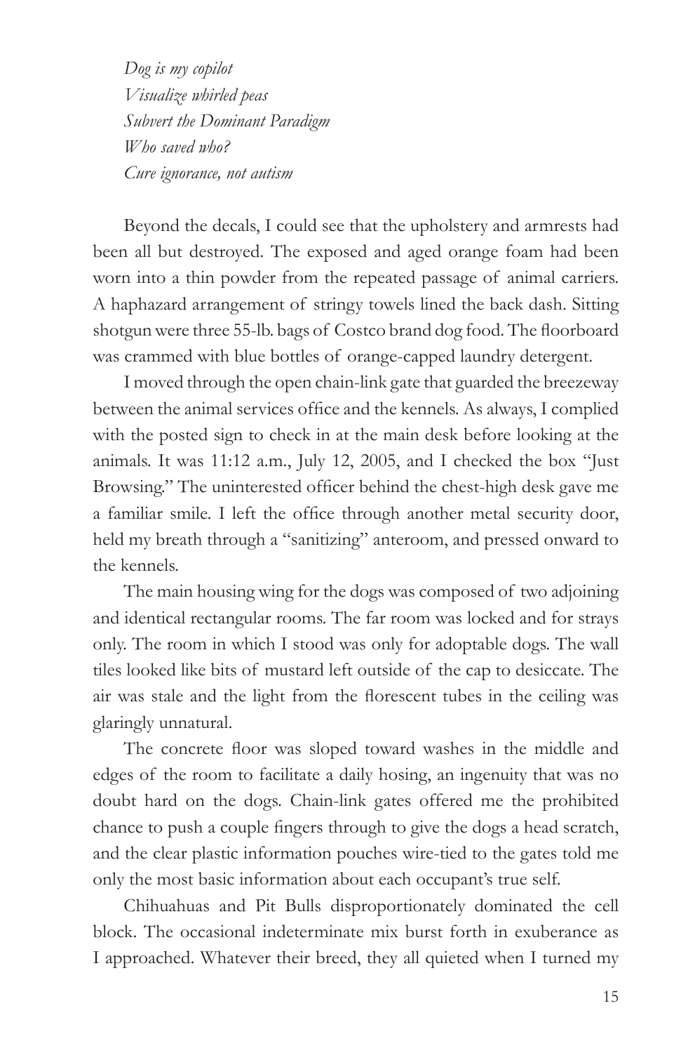*Dog is my copilot*
*Visualize whirled peas*
*Subvert the Dominant Paradigm*
*Who saved who?*
*Cure ignorance, not autism*

Beyond the decals, I could see that the upholstery and armrests had been all but destroyed. The exposed and aged orange foam had been worn into a thin powder from the repeated passage of animal carriers. A haphazard arrangement of stringy towels lined the back dash. Sitting shotgun were three 55-lb. bags of Costco brand dog food. The floorboard was crammed with blue bottles of orange-capped laundry detergent.

I moved through the open chain-link gate that guarded the breezeway between the animal services office and the kennels. As always, I complied with the posted sign to check in at the main desk before looking at the animals. It was 11:12 a.m., July 12, 2005, and I checked the box "Just Browsing." The uninterested officer behind the chest-high desk gave me a familiar smile. I left the office through another metal security door, held my breath through a "sanitizing" anteroom, and pressed onward to the kennels.

The main housing wing for the dogs was composed of two adjoining and identical rectangular rooms. The far room was locked and for strays only. The room in which I stood was only for adoptable dogs. The wall tiles looked like bits of mustard left outside of the cap to desiccate. The air was stale and the light from the florescent tubes in the ceiling was glaringly unnatural.

The concrete floor was sloped toward washes in the middle and edges of the room to facilitate a daily hosing, an ingenuity that was no doubt hard on the dogs. Chain-link gates offered me the prohibited chance to push a couple fingers through to give the dogs a head scratch, and the clear plastic information pouches wire-tied to the gates told me only the most basic information about each occupant's true self.

Chihuahuas and Pit Bulls disproportionately dominated the cell block. The occasional indeterminate mix burst forth in exuberance as I approached. Whatever their breed, they all quieted when I turned my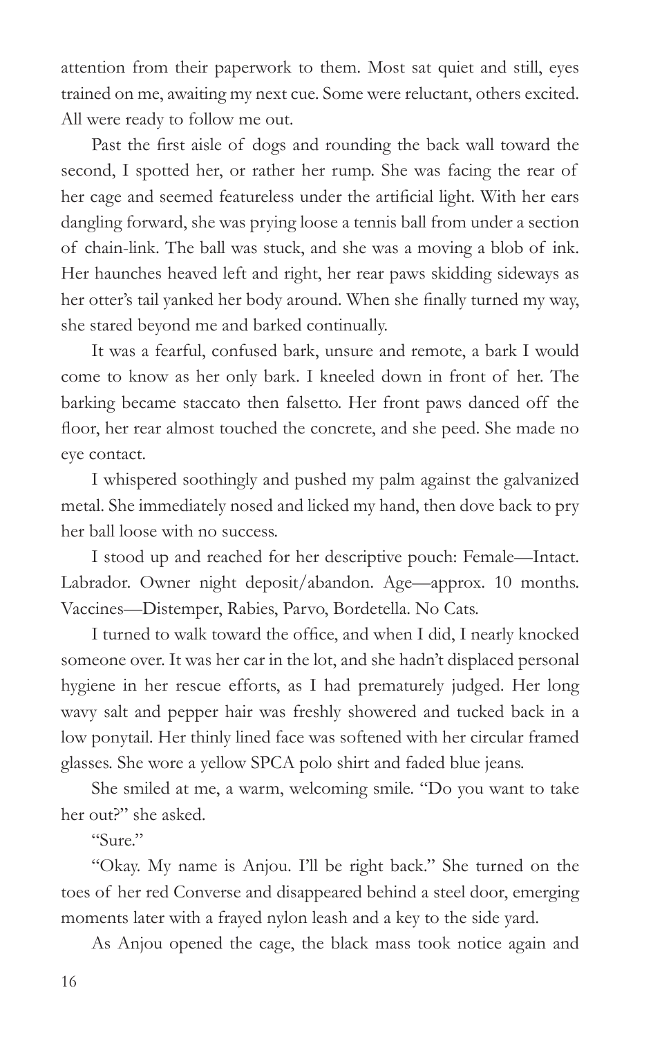attention from their paperwork to them. Most sat quiet and still, eyes trained on me, awaiting my next cue. Some were reluctant, others excited. All were ready to follow me out.

Past the first aisle of dogs and rounding the back wall toward the second, I spotted her, or rather her rump. She was facing the rear of her cage and seemed featureless under the artificial light. With her ears dangling forward, she was prying loose a tennis ball from under a section of chain-link. The ball was stuck, and she was a moving a blob of ink. Her haunches heaved left and right, her rear paws skidding sideways as her otter's tail yanked her body around. When she finally turned my way, she stared beyond me and barked continually.

It was a fearful, confused bark, unsure and remote, a bark I would come to know as her only bark. I kneeled down in front of her. The barking became staccato then falsetto. Her front paws danced off the floor, her rear almost touched the concrete, and she peed. She made no eye contact.

I whispered soothingly and pushed my palm against the galvanized metal. She immediately nosed and licked my hand, then dove back to pry her ball loose with no success.

I stood up and reached for her descriptive pouch: Female—Intact. Labrador. Owner night deposit/abandon. Age—approx. 10 months. Vaccines—Distemper, Rabies, Parvo, Bordetella. No Cats.

I turned to walk toward the office, and when I did, I nearly knocked someone over. It was her car in the lot, and she hadn't displaced personal hygiene in her rescue efforts, as I had prematurely judged. Her long wavy salt and pepper hair was freshly showered and tucked back in a low ponytail. Her thinly lined face was softened with her circular framed glasses. She wore a yellow SPCA polo shirt and faded blue jeans.

She smiled at me, a warm, welcoming smile. "Do you want to take her out?" she asked.

"Sure."

"Okay. My name is Anjou. I'll be right back." She turned on the toes of her red Converse and disappeared behind a steel door, emerging moments later with a frayed nylon leash and a key to the side yard.

As Anjou opened the cage, the black mass took notice again and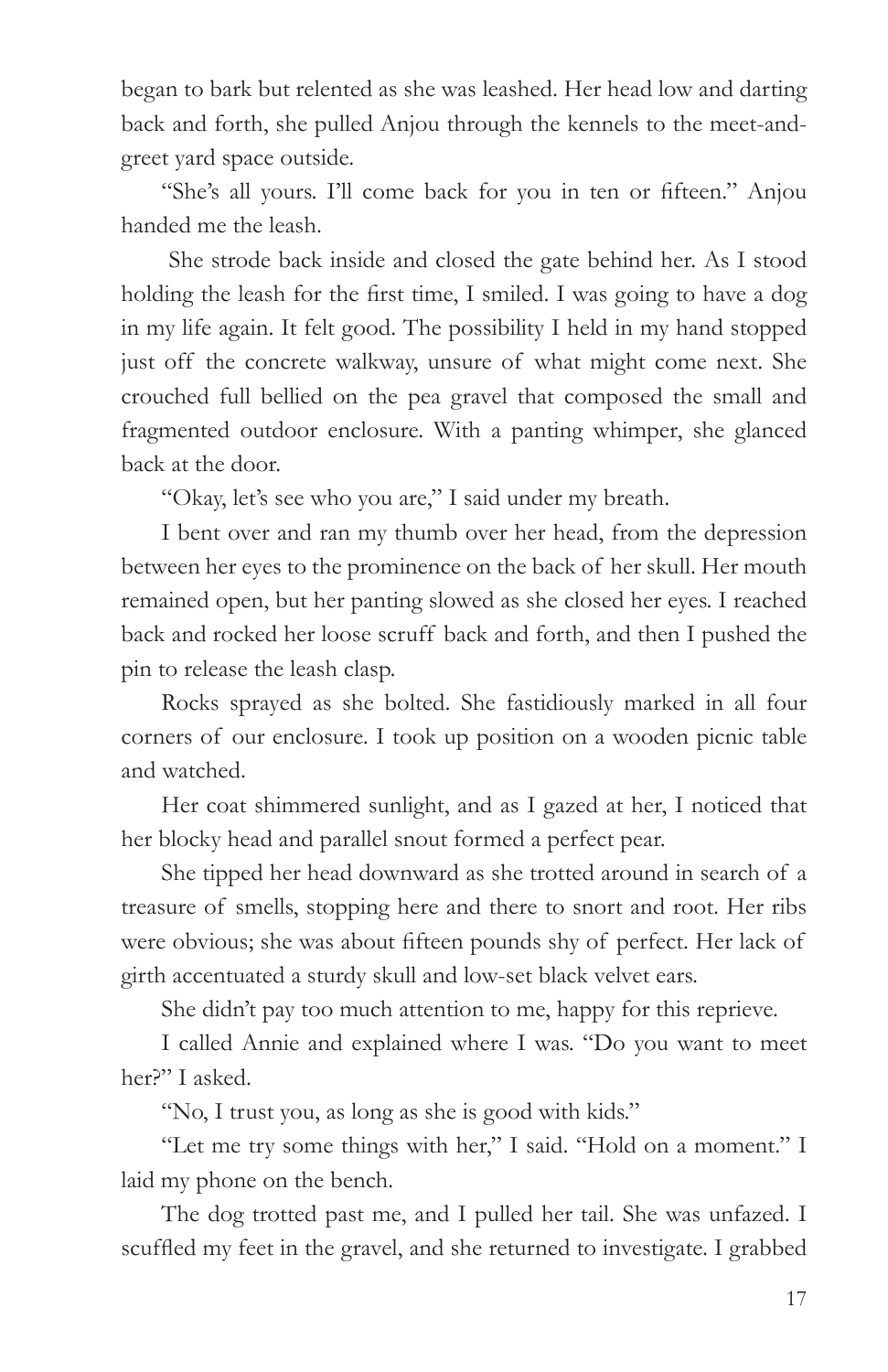began to bark but relented as she was leashed. Her head low and darting back and forth, she pulled Anjou through the kennels to the meet-and-greet yard space outside.

"She's all yours. I'll come back for you in ten or fifteen." Anjou handed me the leash.

She strode back inside and closed the gate behind her. As I stood holding the leash for the first time, I smiled. I was going to have a dog in my life again. It felt good. The possibility I held in my hand stopped just off the concrete walkway, unsure of what might come next. She crouched full bellied on the pea gravel that composed the small and fragmented outdoor enclosure. With a panting whimper, she glanced back at the door.

"Okay, let's see who you are," I said under my breath.

I bent over and ran my thumb over her head, from the depression between her eyes to the prominence on the back of her skull. Her mouth remained open, but her panting slowed as she closed her eyes. I reached back and rocked her loose scruff back and forth, and then I pushed the pin to release the leash clasp.

Rocks sprayed as she bolted. She fastidiously marked in all four corners of our enclosure. I took up position on a wooden picnic table and watched.

Her coat shimmered sunlight, and as I gazed at her, I noticed that her blocky head and parallel snout formed a perfect pear.

She tipped her head downward as she trotted around in search of a treasure of smells, stopping here and there to snort and root. Her ribs were obvious; she was about fifteen pounds shy of perfect. Her lack of girth accentuated a sturdy skull and low-set black velvet ears.

She didn't pay too much attention to me, happy for this reprieve.

I called Annie and explained where I was. "Do you want to meet her?" I asked.

"No, I trust you, as long as she is good with kids."

"Let me try some things with her," I said. "Hold on a moment." I laid my phone on the bench.

The dog trotted past me, and I pulled her tail. She was unfazed. I scuffled my feet in the gravel, and she returned to investigate. I grabbed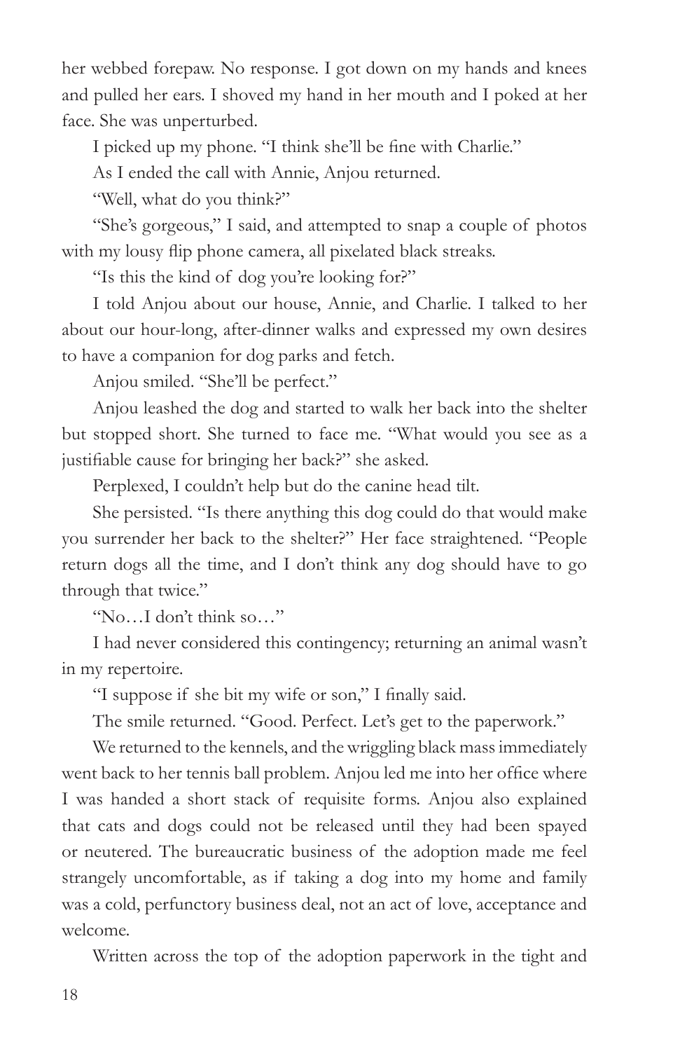her webbed forepaw. No response. I got down on my hands and knees and pulled her ears. I shoved my hand in her mouth and I poked at her face. She was unperturbed.

I picked up my phone. "I think she'll be fine with Charlie."

As I ended the call with Annie, Anjou returned.

"Well, what do you think?"

"She's gorgeous," I said, and attempted to snap a couple of photos with my lousy flip phone camera, all pixelated black streaks.

"Is this the kind of dog you're looking for?"

I told Anjou about our house, Annie, and Charlie. I talked to her about our hour-long, after-dinner walks and expressed my own desires to have a companion for dog parks and fetch.

Anjou smiled. "She'll be perfect."

Anjou leashed the dog and started to walk her back into the shelter but stopped short. She turned to face me. "What would you see as a justifiable cause for bringing her back?" she asked.

Perplexed, I couldn't help but do the canine head tilt.

She persisted. "Is there anything this dog could do that would make you surrender her back to the shelter?" Her face straightened. "People return dogs all the time, and I don't think any dog should have to go through that twice."

"No…I don't think so…"

I had never considered this contingency; returning an animal wasn't in my repertoire.

"I suppose if she bit my wife or son," I finally said.

The smile returned. "Good. Perfect. Let's get to the paperwork."

We returned to the kennels, and the wriggling black mass immediately went back to her tennis ball problem. Anjou led me into her office where I was handed a short stack of requisite forms. Anjou also explained that cats and dogs could not be released until they had been spayed or neutered. The bureaucratic business of the adoption made me feel strangely uncomfortable, as if taking a dog into my home and family was a cold, perfunctory business deal, not an act of love, acceptance and welcome.

Written across the top of the adoption paperwork in the tight and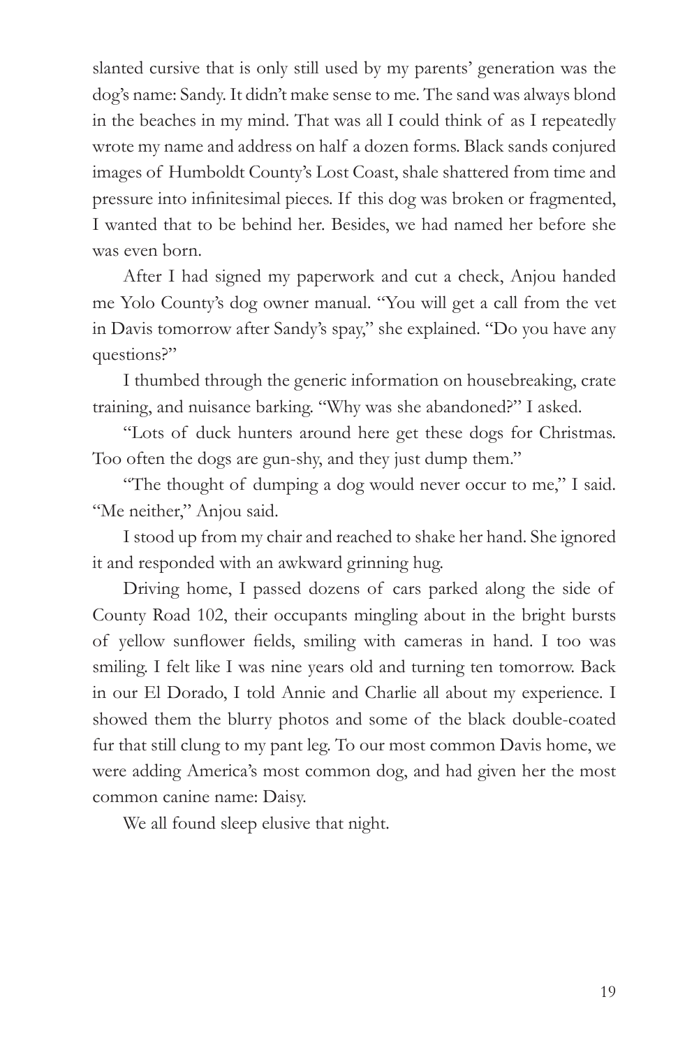slanted cursive that is only still used by my parents' generation was the dog's name: Sandy. It didn't make sense to me. The sand was always blond in the beaches in my mind. That was all I could think of as I repeatedly wrote my name and address on half a dozen forms. Black sands conjured images of Humboldt County's Lost Coast, shale shattered from time and pressure into infinitesimal pieces. If this dog was broken or fragmented, I wanted that to be behind her. Besides, we had named her before she was even born.

After I had signed my paperwork and cut a check, Anjou handed me Yolo County's dog owner manual. "You will get a call from the vet in Davis tomorrow after Sandy's spay," she explained. "Do you have any questions?"

I thumbed through the generic information on housebreaking, crate training, and nuisance barking. "Why was she abandoned?" I asked.

"Lots of duck hunters around here get these dogs for Christmas. Too often the dogs are gun-shy, and they just dump them."

"The thought of dumping a dog would never occur to me," I said. "Me neither," Anjou said.

I stood up from my chair and reached to shake her hand. She ignored it and responded with an awkward grinning hug.

Driving home, I passed dozens of cars parked along the side of County Road 102, their occupants mingling about in the bright bursts of yellow sunflower fields, smiling with cameras in hand. I too was smiling. I felt like I was nine years old and turning ten tomorrow. Back in our El Dorado, I told Annie and Charlie all about my experience. I showed them the blurry photos and some of the black double-coated fur that still clung to my pant leg. To our most common Davis home, we were adding America's most common dog, and had given her the most common canine name: Daisy.

We all found sleep elusive that night.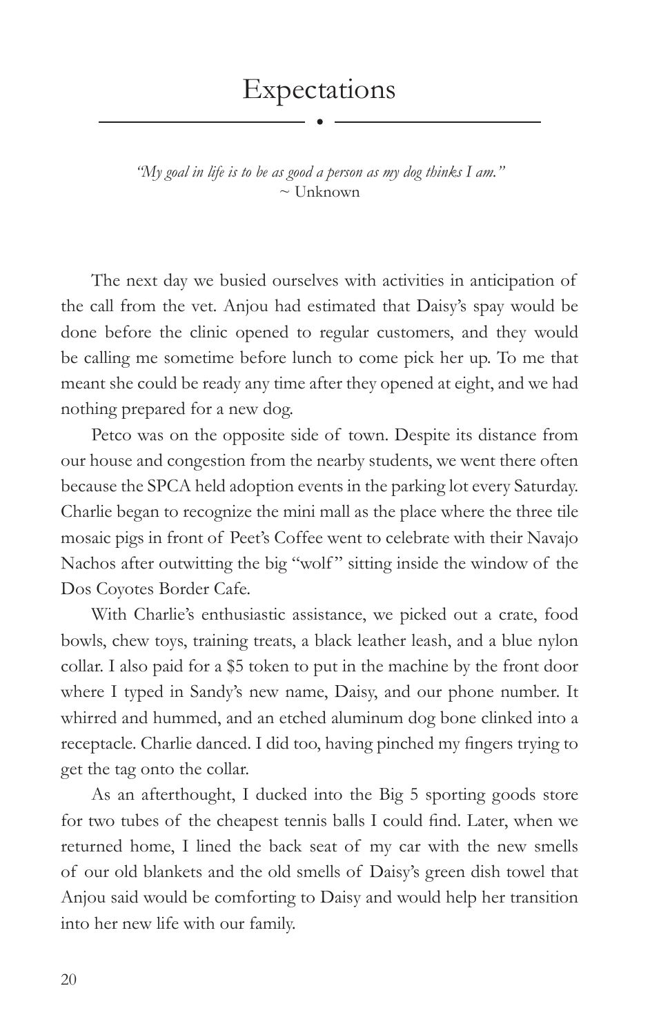# Expectations

*"My goal in life is to be as good a person as my dog thinks I am."*
~ Unknown

The next day we busied ourselves with activities in anticipation of the call from the vet. Anjou had estimated that Daisy's spay would be done before the clinic opened to regular customers, and they would be calling me sometime before lunch to come pick her up. To me that meant she could be ready any time after they opened at eight, and we had nothing prepared for a new dog.

Petco was on the opposite side of town. Despite its distance from our house and congestion from the nearby students, we went there often because the SPCA held adoption events in the parking lot every Saturday. Charlie began to recognize the mini mall as the place where the three tile mosaic pigs in front of Peet's Coffee went to celebrate with their Navajo Nachos after outwitting the big "wolf" sitting inside the window of the Dos Coyotes Border Cafe.

With Charlie's enthusiastic assistance, we picked out a crate, food bowls, chew toys, training treats, a black leather leash, and a blue nylon collar. I also paid for a $5 token to put in the machine by the front door where I typed in Sandy's new name, Daisy, and our phone number. It whirred and hummed, and an etched aluminum dog bone clinked into a receptacle. Charlie danced. I did too, having pinched my fingers trying to get the tag onto the collar.

As an afterthought, I ducked into the Big 5 sporting goods store for two tubes of the cheapest tennis balls I could find. Later, when we returned home, I lined the back seat of my car with the new smells of our old blankets and the old smells of Daisy's green dish towel that Anjou said would be comforting to Daisy and would help her transition into her new life with our family.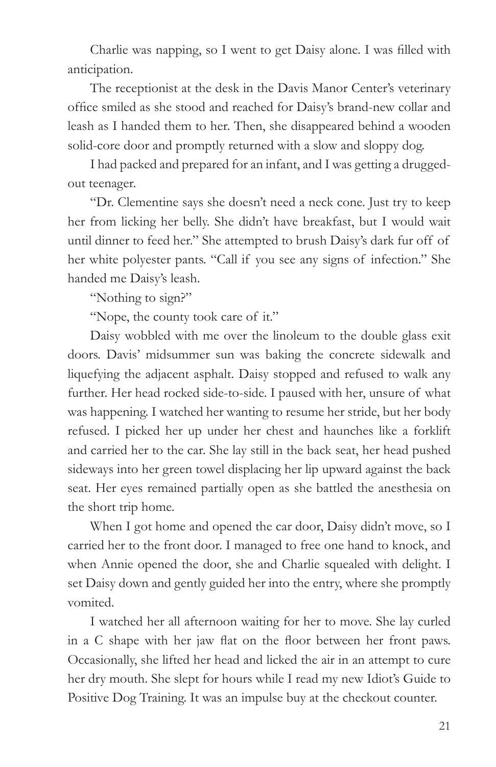Charlie was napping, so I went to get Daisy alone. I was filled with anticipation.

The receptionist at the desk in the Davis Manor Center's veterinary office smiled as she stood and reached for Daisy's brand-new collar and leash as I handed them to her. Then, she disappeared behind a wooden solid-core door and promptly returned with a slow and sloppy dog.

I had packed and prepared for an infant, and I was getting a drugged-out teenager.

"Dr. Clementine says she doesn't need a neck cone. Just try to keep her from licking her belly. She didn't have breakfast, but I would wait until dinner to feed her." She attempted to brush Daisy's dark fur off of her white polyester pants. "Call if you see any signs of infection." She handed me Daisy's leash.

"Nothing to sign?"

"Nope, the county took care of it."

Daisy wobbled with me over the linoleum to the double glass exit doors. Davis' midsummer sun was baking the concrete sidewalk and liquefying the adjacent asphalt. Daisy stopped and refused to walk any further. Her head rocked side-to-side. I paused with her, unsure of what was happening. I watched her wanting to resume her stride, but her body refused. I picked her up under her chest and haunches like a forklift and carried her to the car. She lay still in the back seat, her head pushed sideways into her green towel displacing her lip upward against the back seat. Her eyes remained partially open as she battled the anesthesia on the short trip home.

When I got home and opened the car door, Daisy didn't move, so I carried her to the front door. I managed to free one hand to knock, and when Annie opened the door, she and Charlie squealed with delight. I set Daisy down and gently guided her into the entry, where she promptly vomited.

I watched her all afternoon waiting for her to move. She lay curled in a C shape with her jaw flat on the floor between her front paws. Occasionally, she lifted her head and licked the air in an attempt to cure her dry mouth. She slept for hours while I read my new Idiot's Guide to Positive Dog Training. It was an impulse buy at the checkout counter.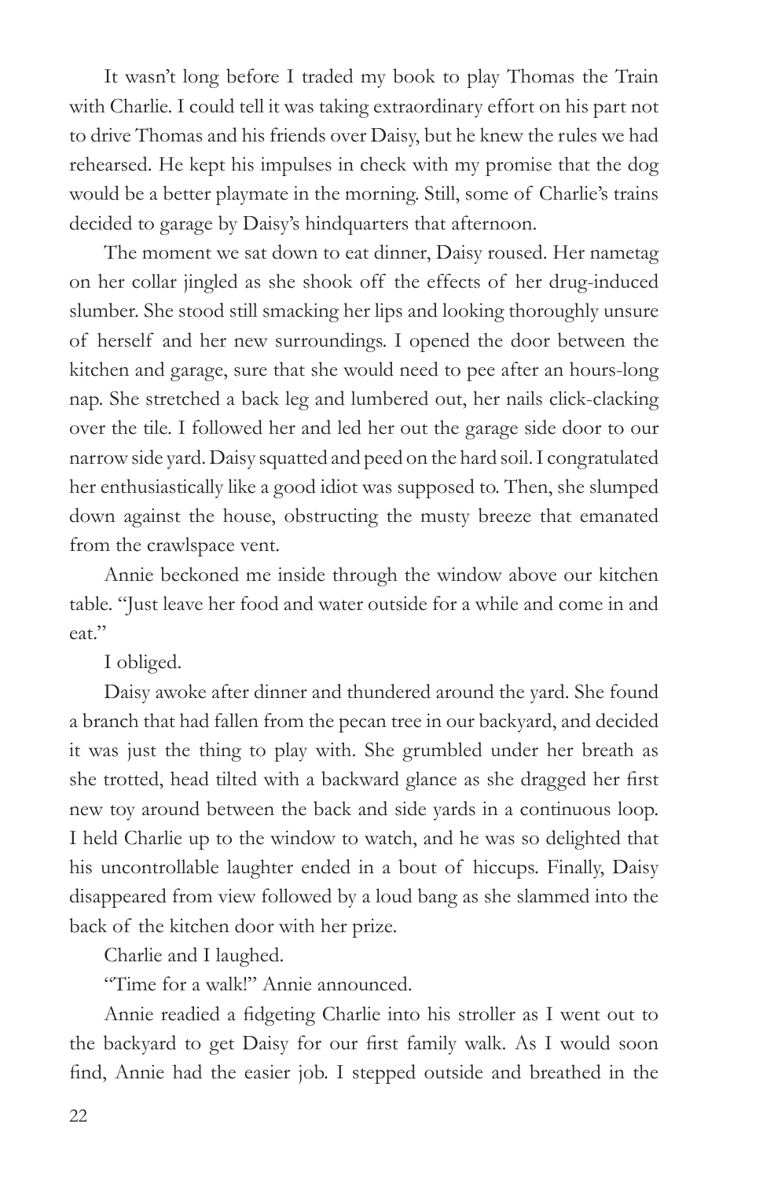It wasn't long before I traded my book to play Thomas the Train with Charlie. I could tell it was taking extraordinary effort on his part not to drive Thomas and his friends over Daisy, but he knew the rules we had rehearsed. He kept his impulses in check with my promise that the dog would be a better playmate in the morning. Still, some of Charlie's trains decided to garage by Daisy's hindquarters that afternoon.

The moment we sat down to eat dinner, Daisy roused. Her nametag on her collar jingled as she shook off the effects of her drug-induced slumber. She stood still smacking her lips and looking thoroughly unsure of herself and her new surroundings. I opened the door between the kitchen and garage, sure that she would need to pee after an hours-long nap. She stretched a back leg and lumbered out, her nails click-clacking over the tile. I followed her and led her out the garage side door to our narrow side yard. Daisy squatted and peed on the hard soil. I congratulated her enthusiastically like a good idiot was supposed to. Then, she slumped down against the house, obstructing the musty breeze that emanated from the crawlspace vent.

Annie beckoned me inside through the window above our kitchen table. "Just leave her food and water outside for a while and come in and eat."

I obliged.

Daisy awoke after dinner and thundered around the yard. She found a branch that had fallen from the pecan tree in our backyard, and decided it was just the thing to play with. She grumbled under her breath as she trotted, head tilted with a backward glance as she dragged her first new toy around between the back and side yards in a continuous loop. I held Charlie up to the window to watch, and he was so delighted that his uncontrollable laughter ended in a bout of hiccups. Finally, Daisy disappeared from view followed by a loud bang as she slammed into the back of the kitchen door with her prize.

Charlie and I laughed.

"Time for a walk!" Annie announced.

Annie readied a fidgeting Charlie into his stroller as I went out to the backyard to get Daisy for our first family walk. As I would soon find, Annie had the easier job. I stepped outside and breathed in the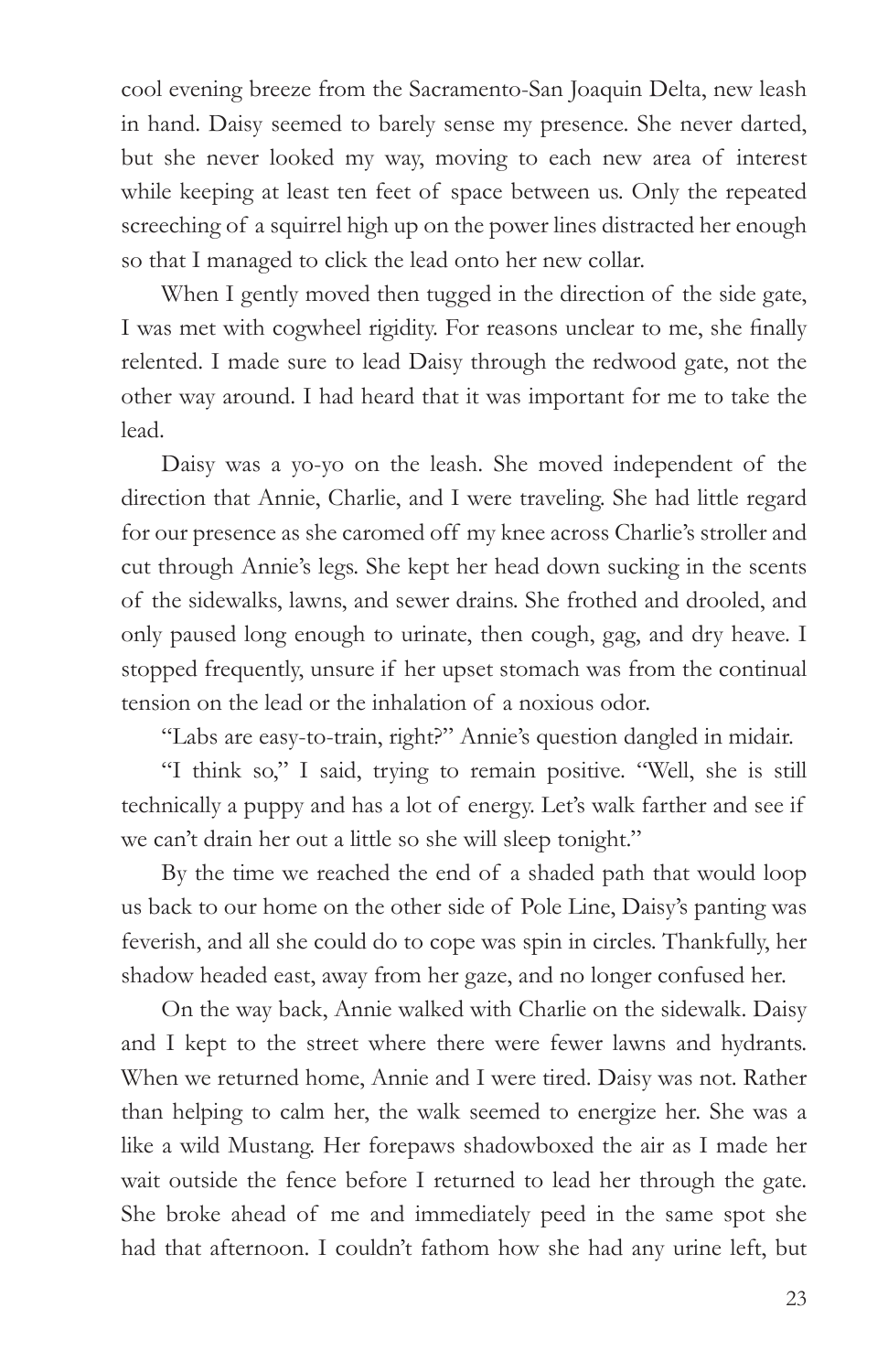cool evening breeze from the Sacramento-San Joaquin Delta, new leash in hand. Daisy seemed to barely sense my presence. She never darted, but she never looked my way, moving to each new area of interest while keeping at least ten feet of space between us. Only the repeated screeching of a squirrel high up on the power lines distracted her enough so that I managed to click the lead onto her new collar.

When I gently moved then tugged in the direction of the side gate, I was met with cogwheel rigidity. For reasons unclear to me, she finally relented. I made sure to lead Daisy through the redwood gate, not the other way around. I had heard that it was important for me to take the lead.

Daisy was a yo-yo on the leash. She moved independent of the direction that Annie, Charlie, and I were traveling. She had little regard for our presence as she caromed off my knee across Charlie's stroller and cut through Annie's legs. She kept her head down sucking in the scents of the sidewalks, lawns, and sewer drains. She frothed and drooled, and only paused long enough to urinate, then cough, gag, and dry heave. I stopped frequently, unsure if her upset stomach was from the continual tension on the lead or the inhalation of a noxious odor.

"Labs are easy-to-train, right?" Annie's question dangled in midair.

"I think so," I said, trying to remain positive. "Well, she is still technically a puppy and has a lot of energy. Let's walk farther and see if we can't drain her out a little so she will sleep tonight."

By the time we reached the end of a shaded path that would loop us back to our home on the other side of Pole Line, Daisy's panting was feverish, and all she could do to cope was spin in circles. Thankfully, her shadow headed east, away from her gaze, and no longer confused her.

On the way back, Annie walked with Charlie on the sidewalk. Daisy and I kept to the street where there were fewer lawns and hydrants. When we returned home, Annie and I were tired. Daisy was not. Rather than helping to calm her, the walk seemed to energize her. She was a like a wild Mustang. Her forepaws shadowboxed the air as I made her wait outside the fence before I returned to lead her through the gate. She broke ahead of me and immediately peed in the same spot she had that afternoon. I couldn't fathom how she had any urine left, but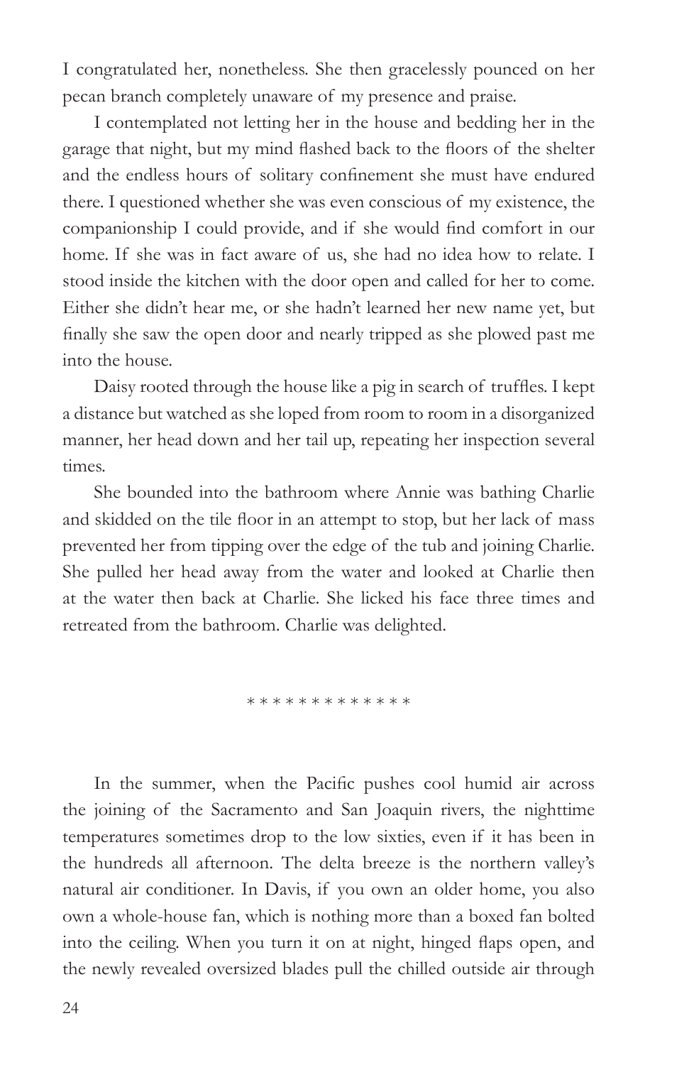I congratulated her, nonetheless. She then gracelessly pounced on her pecan branch completely unaware of my presence and praise.

I contemplated not letting her in the house and bedding her in the garage that night, but my mind flashed back to the floors of the shelter and the endless hours of solitary confinement she must have endured there. I questioned whether she was even conscious of my existence, the companionship I could provide, and if she would find comfort in our home. If she was in fact aware of us, she had no idea how to relate. I stood inside the kitchen with the door open and called for her to come. Either she didn't hear me, or she hadn't learned her new name yet, but finally she saw the open door and nearly tripped as she plowed past me into the house.

Daisy rooted through the house like a pig in search of truffles. I kept a distance but watched as she loped from room to room in a disorganized manner, her head down and her tail up, repeating her inspection several times.

She bounded into the bathroom where Annie was bathing Charlie and skidded on the tile floor in an attempt to stop, but her lack of mass prevented her from tipping over the edge of the tub and joining Charlie. She pulled her head away from the water and looked at Charlie then at the water then back at Charlie. She licked his face three times and retreated from the bathroom. Charlie was delighted.

\* \* \* \* \* \* \* \* \* \* \* \* \*

In the summer, when the Pacific pushes cool humid air across the joining of the Sacramento and San Joaquin rivers, the nighttime temperatures sometimes drop to the low sixties, even if it has been in the hundreds all afternoon. The delta breeze is the northern valley's natural air conditioner. In Davis, if you own an older home, you also own a whole-house fan, which is nothing more than a boxed fan bolted into the ceiling. When you turn it on at night, hinged flaps open, and the newly revealed oversized blades pull the chilled outside air through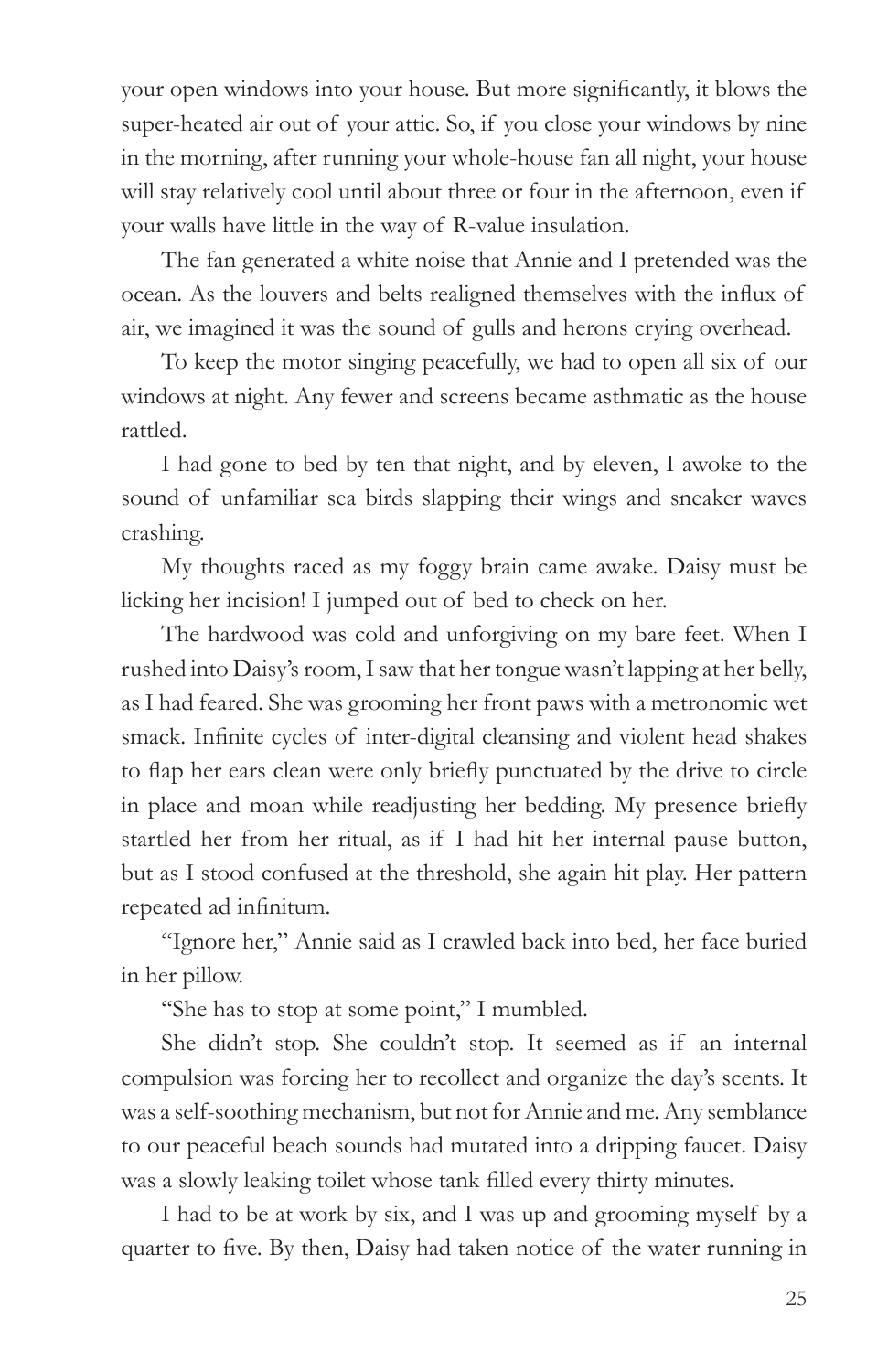your open windows into your house. But more significantly, it blows the super-heated air out of your attic. So, if you close your windows by nine in the morning, after running your whole-house fan all night, your house will stay relatively cool until about three or four in the afternoon, even if your walls have little in the way of R-value insulation.

The fan generated a white noise that Annie and I pretended was the ocean. As the louvers and belts realigned themselves with the influx of air, we imagined it was the sound of gulls and herons crying overhead.

To keep the motor singing peacefully, we had to open all six of our windows at night. Any fewer and screens became asthmatic as the house rattled.

I had gone to bed by ten that night, and by eleven, I awoke to the sound of unfamiliar sea birds slapping their wings and sneaker waves crashing.

My thoughts raced as my foggy brain came awake. Daisy must be licking her incision! I jumped out of bed to check on her.

The hardwood was cold and unforgiving on my bare feet. When I rushed into Daisy's room, I saw that her tongue wasn't lapping at her belly, as I had feared. She was grooming her front paws with a metronomic wet smack. Infinite cycles of inter-digital cleansing and violent head shakes to flap her ears clean were only briefly punctuated by the drive to circle in place and moan while readjusting her bedding. My presence briefly startled her from her ritual, as if I had hit her internal pause button, but as I stood confused at the threshold, she again hit play. Her pattern repeated ad infinitum.

"Ignore her," Annie said as I crawled back into bed, her face buried in her pillow.

"She has to stop at some point," I mumbled.

She didn't stop. She couldn't stop. It seemed as if an internal compulsion was forcing her to recollect and organize the day's scents. It was a self-soothing mechanism, but not for Annie and me. Any semblance to our peaceful beach sounds had mutated into a dripping faucet. Daisy was a slowly leaking toilet whose tank filled every thirty minutes.

I had to be at work by six, and I was up and grooming myself by a quarter to five. By then, Daisy had taken notice of the water running in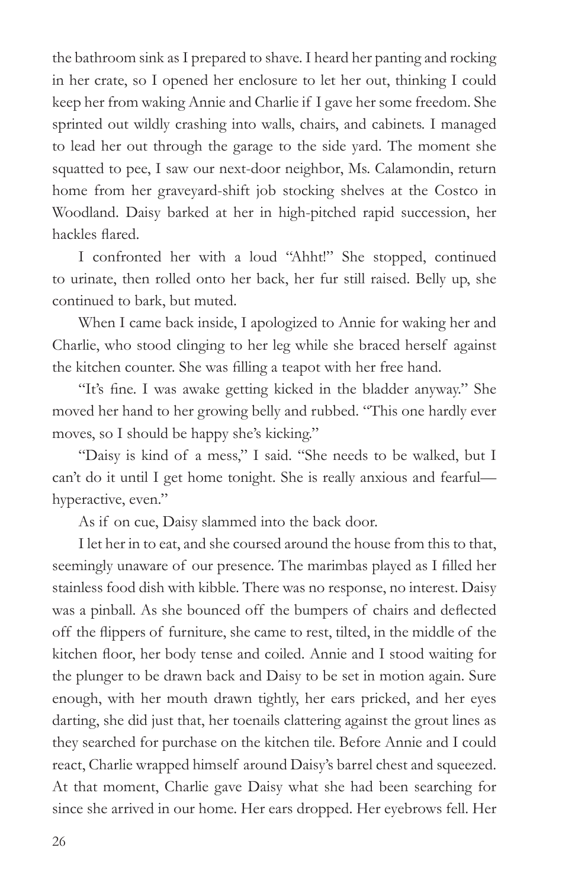the bathroom sink as I prepared to shave. I heard her panting and rocking in her crate, so I opened her enclosure to let her out, thinking I could keep her from waking Annie and Charlie if I gave her some freedom. She sprinted out wildly crashing into walls, chairs, and cabinets. I managed to lead her out through the garage to the side yard. The moment she squatted to pee, I saw our next-door neighbor, Ms. Calamondin, return home from her graveyard-shift job stocking shelves at the Costco in Woodland. Daisy barked at her in high-pitched rapid succession, her hackles flared.

I confronted her with a loud "Ahht!" She stopped, continued to urinate, then rolled onto her back, her fur still raised. Belly up, she continued to bark, but muted.

When I came back inside, I apologized to Annie for waking her and Charlie, who stood clinging to her leg while she braced herself against the kitchen counter. She was filling a teapot with her free hand.

"It's fine. I was awake getting kicked in the bladder anyway." She moved her hand to her growing belly and rubbed. "This one hardly ever moves, so I should be happy she's kicking."

"Daisy is kind of a mess," I said. "She needs to be walked, but I can't do it until I get home tonight. She is really anxious and fearful—hyperactive, even."

As if on cue, Daisy slammed into the back door.

I let her in to eat, and she coursed around the house from this to that, seemingly unaware of our presence. The marimbas played as I filled her stainless food dish with kibble. There was no response, no interest. Daisy was a pinball. As she bounced off the bumpers of chairs and deflected off the flippers of furniture, she came to rest, tilted, in the middle of the kitchen floor, her body tense and coiled. Annie and I stood waiting for the plunger to be drawn back and Daisy to be set in motion again. Sure enough, with her mouth drawn tightly, her ears pricked, and her eyes darting, she did just that, her toenails clattering against the grout lines as they searched for purchase on the kitchen tile. Before Annie and I could react, Charlie wrapped himself around Daisy's barrel chest and squeezed. At that moment, Charlie gave Daisy what she had been searching for since she arrived in our home. Her ears dropped. Her eyebrows fell. Her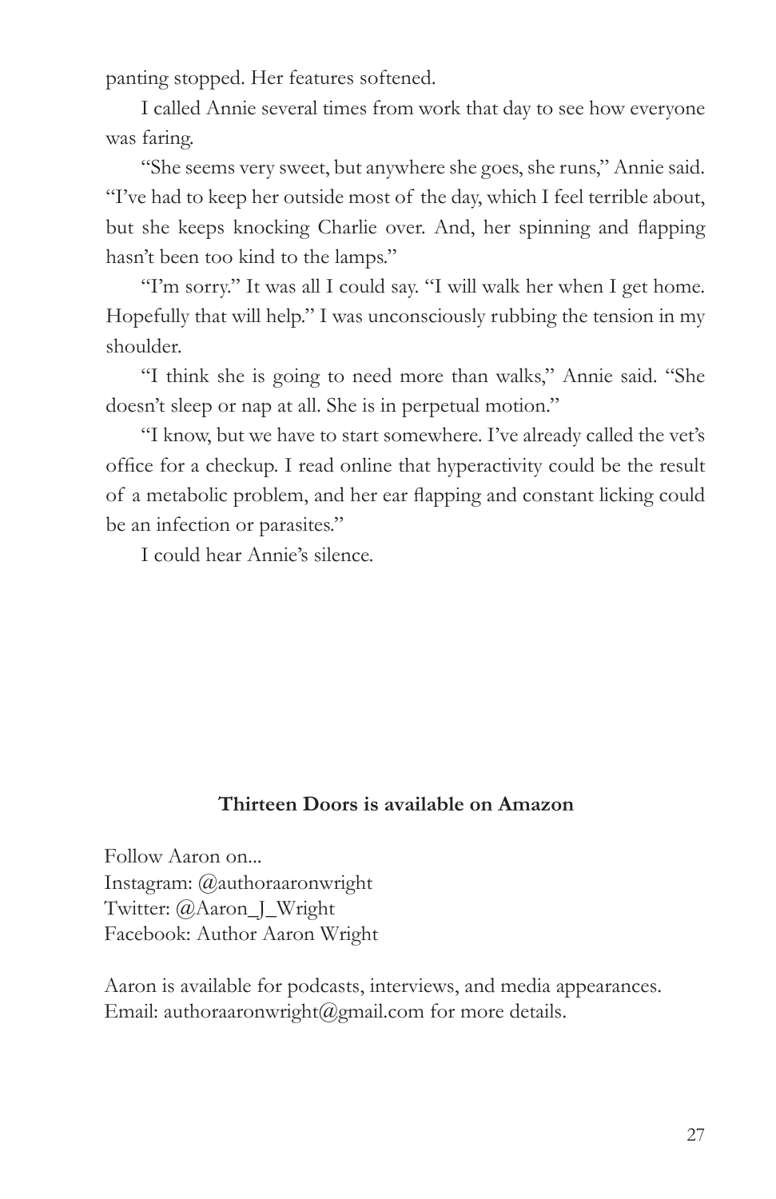panting stopped. Her features softened.

I called Annie several times from work that day to see how everyone was faring.

"She seems very sweet, but anywhere she goes, she runs," Annie said. "I've had to keep her outside most of the day, which I feel terrible about, but she keeps knocking Charlie over. And, her spinning and flapping hasn't been too kind to the lamps."

"I'm sorry." It was all I could say. "I will walk her when I get home. Hopefully that will help." I was unconsciously rubbing the tension in my shoulder.

"I think she is going to need more than walks," Annie said. "She doesn't sleep or nap at all. She is in perpetual motion."

"I know, but we have to start somewhere. I've already called the vet's office for a checkup. I read online that hyperactivity could be the result of a metabolic problem, and her ear flapping and constant licking could be an infection or parasites."

I could hear Annie's silence.

**Thirteen Doors is available on Amazon**

Follow Aaron on...
Instagram: @authoraaronwright
Twitter: @Aaron_J_Wright
Facebook: Author Aaron Wright

Aaron is available for podcasts, interviews, and media appearances.
Email: authoraaronwright@gmail.com for more details.